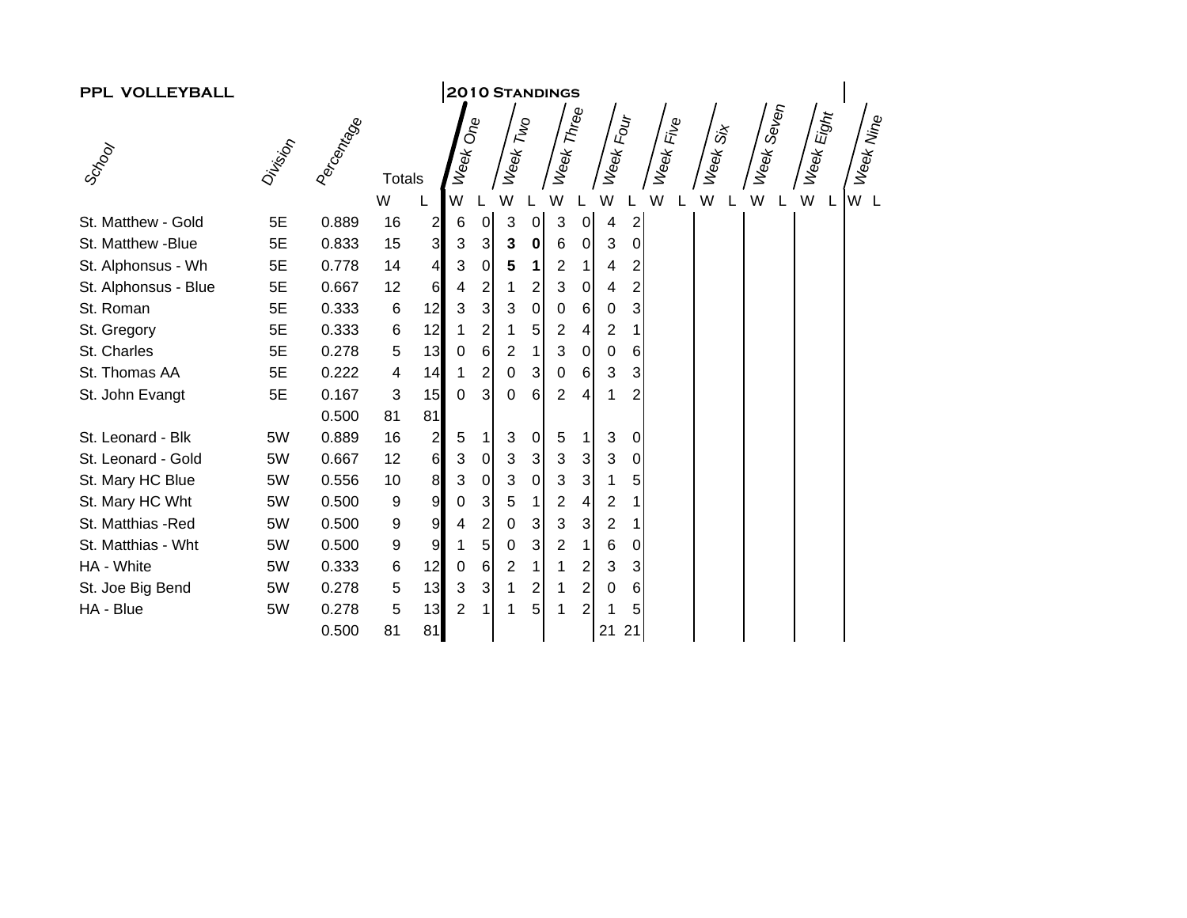**PPL VOLLEYBALL** — **2010 Standings**

| School | Division | Percentage | Totals W | Totals L | Week One W | Week One L | Week Two W | Week Two L | Week Three W | Week Three L | Week Four W | Week Four L | Week Five W | Week Five L | Week Six W | Week Six L | Week Seven W | Week Seven L | Week Eight W | Week Eight L | Week Nine W | Week Nine L |
|---|---|---|---|---|---|---|---|---|---|---|---|---|---|---|---|---|---|---|---|---|---|---|
| St. Matthew - Gold | 5E | 0.889 | 16 | 2 | 6 | 0 | 3 | 0 | 3 | 0 | 4 | 2 | | | | | | | | | | |
| St. Matthew -Blue | 5E | 0.833 | 15 | 3 | 3 | 3 | **3** | **0** | 6 | 0 | 3 | 0 | | | | | | | | | | |
| St. Alphonsus - Wh | 5E | 0.778 | 14 | 4 | 3 | 0 | **5** | **1** | 2 | 1 | 4 | 2 | | | | | | | | | | |
| St. Alphonsus - Blue | 5E | 0.667 | 12 | 6 | 4 | 2 | 1 | 2 | 3 | 0 | 4 | 2 | | | | | | | | | | |
| St. Roman | 5E | 0.333 | 6 | 12 | 3 | 3 | 3 | 0 | 0 | 6 | 0 | 3 | | | | | | | | | | |
| St. Gregory | 5E | 0.333 | 6 | 12 | 1 | 2 | 1 | 5 | 2 | 4 | 2 | 1 | | | | | | | | | | |
| St. Charles | 5E | 0.278 | 5 | 13 | 0 | 6 | 2 | 1 | 3 | 0 | 0 | 6 | | | | | | | | | | |
| St. Thomas AA | 5E | 0.222 | 4 | 14 | 1 | 2 | 0 | 3 | 0 | 6 | 3 | 3 | | | | | | | | | | |
| St. John Evangt | 5E | 0.167 | 3 | 15 | 0 | 3 | 0 | 6 | 2 | 4 | 1 | 2 | | | | | | | | | | |
| | | 0.500 | 81 | 81 | | | | | | | | | | | | | | | | | | |
| St. Leonard - Blk | 5W | 0.889 | 16 | 2 | 5 | 1 | 3 | 0 | 5 | 1 | 3 | 0 | | | | | | | | | | |
| St. Leonard - Gold | 5W | 0.667 | 12 | 6 | 3 | 0 | 3 | 3 | 3 | 3 | 3 | 0 | | | | | | | | | | |
| St. Mary HC Blue | 5W | 0.556 | 10 | 8 | 3 | 0 | 3 | 0 | 3 | 3 | 1 | 5 | | | | | | | | | | |
| St. Mary HC Wht | 5W | 0.500 | 9 | 9 | 0 | 3 | 5 | 1 | 2 | 4 | 2 | 1 | | | | | | | | | | |
| St. Matthias -Red | 5W | 0.500 | 9 | 9 | 4 | 2 | 0 | 3 | 3 | 3 | 2 | 1 | | | | | | | | | | |
| St. Matthias - Wht | 5W | 0.500 | 9 | 9 | 1 | 5 | 0 | 3 | 2 | 1 | 6 | 0 | | | | | | | | | | |
| HA - White | 5W | 0.333 | 6 | 12 | 0 | 6 | 2 | 1 | 1 | 2 | 3 | 3 | | | | | | | | | | |
| St. Joe Big Bend | 5W | 0.278 | 5 | 13 | 3 | 3 | 1 | 2 | 1 | 2 | 0 | 6 | | | | | | | | | | |
| HA - Blue | 5W | 0.278 | 5 | 13 | 2 | 1 | 1 | 5 | 1 | 2 | 1 | 5 | | | | | | | | | | |
| | | 0.500 | 81 | 81 | | | | | | | 21 | 21 | | | | | | | | | | |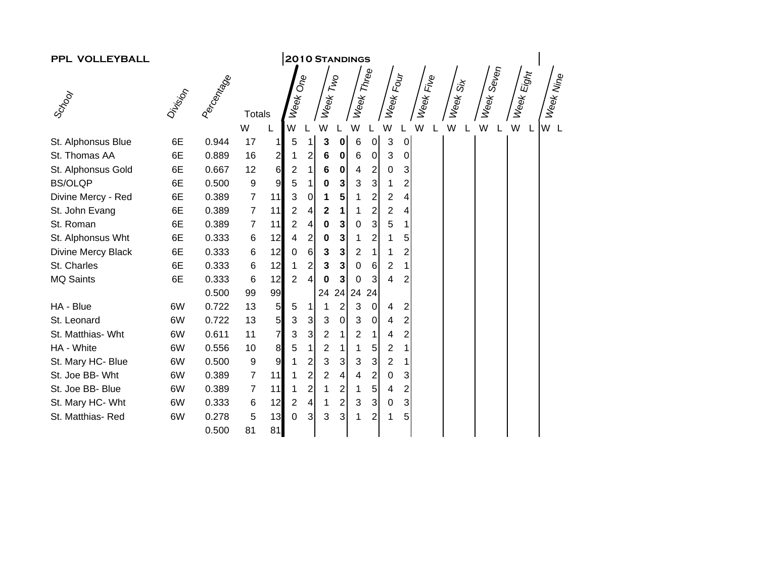**PPL VOLLEYBALL**

**2010 Standings**

| School | Division | Percentage | Totals W | Totals L | Week One W | Week One L | Week Two W | Week Two L | Week Three W | Week Three L | Week Four W | Week Four L | Week Five W | Week Five L | Week Six W | Week Six L | Week Seven W | Week Seven L | Week Eight W | Week Eight L | Week Nine W | Week Nine L |
|---|---|---|---|---|---|---|---|---|---|---|---|---|---|---|---|---|---|---|---|---|---|---|
| St. Alphonsus Blue | 6E | 0.944 | 17 | 1 | 5 | 1 | **3** | **0** | 6 | 0 | 3 | 0 | | | | | | | | | | |
| St. Thomas AA | 6E | 0.889 | 16 | 2 | 1 | 2 | **6** | **0** | 6 | 0 | 3 | 0 | | | | | | | | | | |
| St. Alphonsus Gold | 6E | 0.667 | 12 | 6 | 2 | 1 | **6** | **0** | 4 | 2 | 0 | 3 | | | | | | | | | | |
| BS/OLQP | 6E | 0.500 | 9 | 9 | 5 | 1 | **0** | **3** | 3 | 3 | 1 | 2 | | | | | | | | | | |
| Divine Mercy - Red | 6E | 0.389 | 7 | 11 | 3 | 0 | **1** | **5** | 1 | 2 | 2 | 4 | | | | | | | | | | |
| St. John Evang | 6E | 0.389 | 7 | 11 | 2 | 4 | **2** | **1** | 1 | 2 | 2 | 4 | | | | | | | | | | |
| St. Roman | 6E | 0.389 | 7 | 11 | 2 | 4 | **0** | **3** | 0 | 3 | 5 | 1 | | | | | | | | | | |
| St. Alphonsus Wht | 6E | 0.333 | 6 | 12 | 4 | 2 | **0** | **3** | 1 | 2 | 1 | 5 | | | | | | | | | | |
| Divine Mercy Black | 6E | 0.333 | 6 | 12 | 0 | 6 | **3** | **3** | 2 | 1 | 1 | 2 | | | | | | | | | | |
| St. Charles | 6E | 0.333 | 6 | 12 | 1 | 2 | **3** | **3** | 0 | 6 | 2 | 1 | | | | | | | | | | |
| MQ Saints | 6E | 0.333 | 6 | 12 | 2 | 4 | **0** | **3** | 0 | 3 | 4 | 2 | | | | | | | | | | |
| | | 0.500 | 99 | 99 | | | 24 | 24 | 24 | 24 | | | | | | | | | | | | |
| HA - Blue | 6W | 0.722 | 13 | 5 | 5 | 1 | 1 | 2 | 3 | 0 | 4 | 2 | | | | | | | | | | |
| St. Leonard | 6W | 0.722 | 13 | 5 | 3 | 3 | 3 | 0 | 3 | 0 | 4 | 2 | | | | | | | | | | |
| St. Matthias- Wht | 6W | 0.611 | 11 | 7 | 3 | 3 | 2 | 1 | 2 | 1 | 4 | 2 | | | | | | | | | | |
| HA - White | 6W | 0.556 | 10 | 8 | 5 | 1 | 2 | 1 | 1 | 5 | 2 | 1 | | | | | | | | | | |
| St. Mary HC- Blue | 6W | 0.500 | 9 | 9 | 1 | 2 | 3 | 3 | 3 | 3 | 2 | 1 | | | | | | | | | | |
| St. Joe BB- Wht | 6W | 0.389 | 7 | 11 | 1 | 2 | 2 | 4 | 4 | 2 | 0 | 3 | | | | | | | | | | |
| St. Joe BB- Blue | 6W | 0.389 | 7 | 11 | 1 | 2 | 1 | 2 | 1 | 5 | 4 | 2 | | | | | | | | | | |
| St. Mary HC- Wht | 6W | 0.333 | 6 | 12 | 2 | 4 | 1 | 2 | 3 | 3 | 0 | 3 | | | | | | | | | | |
| St. Matthias- Red | 6W | 0.278 | 5 | 13 | 0 | 3 | 3 | 3 | 1 | 2 | 1 | 5 | | | | | | | | | | |
| | | 0.500 | 81 | 81 | | | | | | | | | | | | | | | | | | |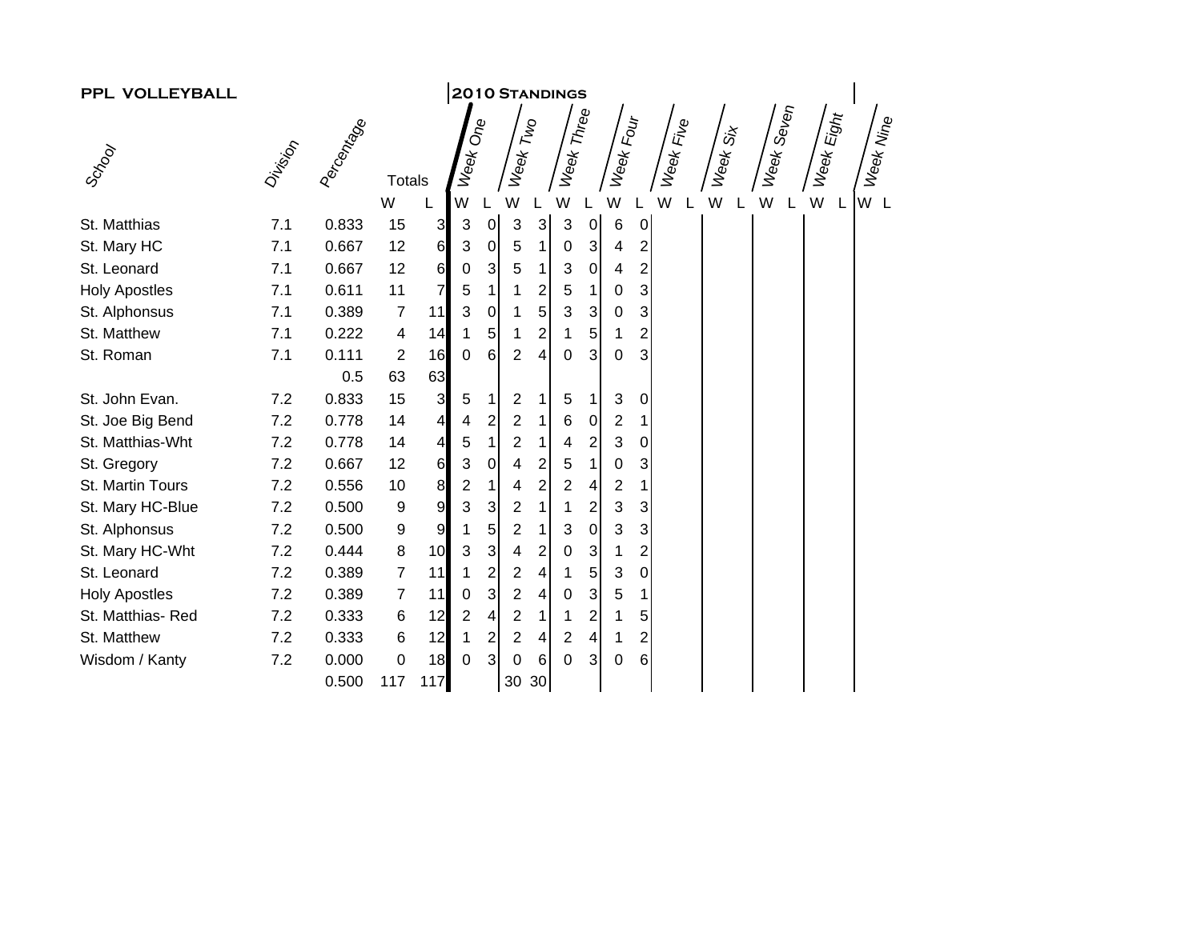**PPL VOLLEYBALL**

**2010 Standings**

| School | Division | Percentage | Totals W | Totals L | Week One W | Week One L | Week Two W | Week Two L | Week Three W | Week Three L | Week Four W | Week Four L | Week Five W | Week Five L | Week Six W | Week Six L | Week Seven W | Week Seven L | Week Eight W | Week Eight L | Week Nine W | Week Nine L |
|---|---|---|---|---|---|---|---|---|---|---|---|---|---|---|---|---|---|---|---|---|---|---|
| St. Matthias | 7.1 | 0.833 | 15 | 3 | 3 | 0 | 3 | 3 | 3 | 0 | 6 | 0 | | | | | | | | | | |
| St. Mary HC | 7.1 | 0.667 | 12 | 6 | 3 | 0 | 5 | 1 | 0 | 3 | 4 | 2 | | | | | | | | | | |
| St. Leonard | 7.1 | 0.667 | 12 | 6 | 0 | 3 | 5 | 1 | 3 | 0 | 4 | 2 | | | | | | | | | | |
| Holy Apostles | 7.1 | 0.611 | 11 | 7 | 5 | 1 | 1 | 2 | 5 | 1 | 0 | 3 | | | | | | | | | | |
| St. Alphonsus | 7.1 | 0.389 | 7 | 11 | 3 | 0 | 1 | 5 | 3 | 3 | 0 | 3 | | | | | | | | | | |
| St. Matthew | 7.1 | 0.222 | 4 | 14 | 1 | 5 | 1 | 2 | 1 | 5 | 1 | 2 | | | | | | | | | | |
| St. Roman | 7.1 | 0.111 | 2 | 16 | 0 | 6 | 2 | 4 | 0 | 3 | 0 | 3 | | | | | | | | | | |
| | | 0.5 | 63 | 63 | | | | | | | | | | | | | | | | | | |
| St. John Evan. | 7.2 | 0.833 | 15 | 3 | 5 | 1 | 2 | 1 | 5 | 1 | 3 | 0 | | | | | | | | | | |
| St. Joe Big Bend | 7.2 | 0.778 | 14 | 4 | 4 | 2 | 2 | 1 | 6 | 0 | 2 | 1 | | | | | | | | | | |
| St. Matthias-Wht | 7.2 | 0.778 | 14 | 4 | 5 | 1 | 2 | 1 | 4 | 2 | 3 | 0 | | | | | | | | | | |
| St. Gregory | 7.2 | 0.667 | 12 | 6 | 3 | 0 | 4 | 2 | 5 | 1 | 0 | 3 | | | | | | | | | | |
| St. Martin Tours | 7.2 | 0.556 | 10 | 8 | 2 | 1 | 4 | 2 | 2 | 4 | 2 | 1 | | | | | | | | | | |
| St. Mary HC-Blue | 7.2 | 0.500 | 9 | 9 | 3 | 3 | 2 | 1 | 1 | 2 | 3 | 3 | | | | | | | | | | |
| St. Alphonsus | 7.2 | 0.500 | 9 | 9 | 1 | 5 | 2 | 1 | 3 | 0 | 3 | 3 | | | | | | | | | | |
| St. Mary HC-Wht | 7.2 | 0.444 | 8 | 10 | 3 | 3 | 4 | 2 | 0 | 3 | 1 | 2 | | | | | | | | | | |
| St. Leonard | 7.2 | 0.389 | 7 | 11 | 1 | 2 | 2 | 4 | 1 | 5 | 3 | 0 | | | | | | | | | | |
| Holy Apostles | 7.2 | 0.389 | 7 | 11 | 0 | 3 | 2 | 4 | 0 | 3 | 5 | 1 | | | | | | | | | | |
| St. Matthias- Red | 7.2 | 0.333 | 6 | 12 | 2 | 4 | 2 | 1 | 1 | 2 | 1 | 5 | | | | | | | | | | |
| St. Matthew | 7.2 | 0.333 | 6 | 12 | 1 | 2 | 2 | 4 | 2 | 4 | 1 | 2 | | | | | | | | | | |
| Wisdom / Kanty | 7.2 | 0.000 | 0 | 18 | 0 | 3 | 0 | 6 | 0 | 3 | 0 | 6 | | | | | | | | | | |
| | | 0.500 | 117 | 117 | | | 30 | 30 | | | | | | | | | | | | | | |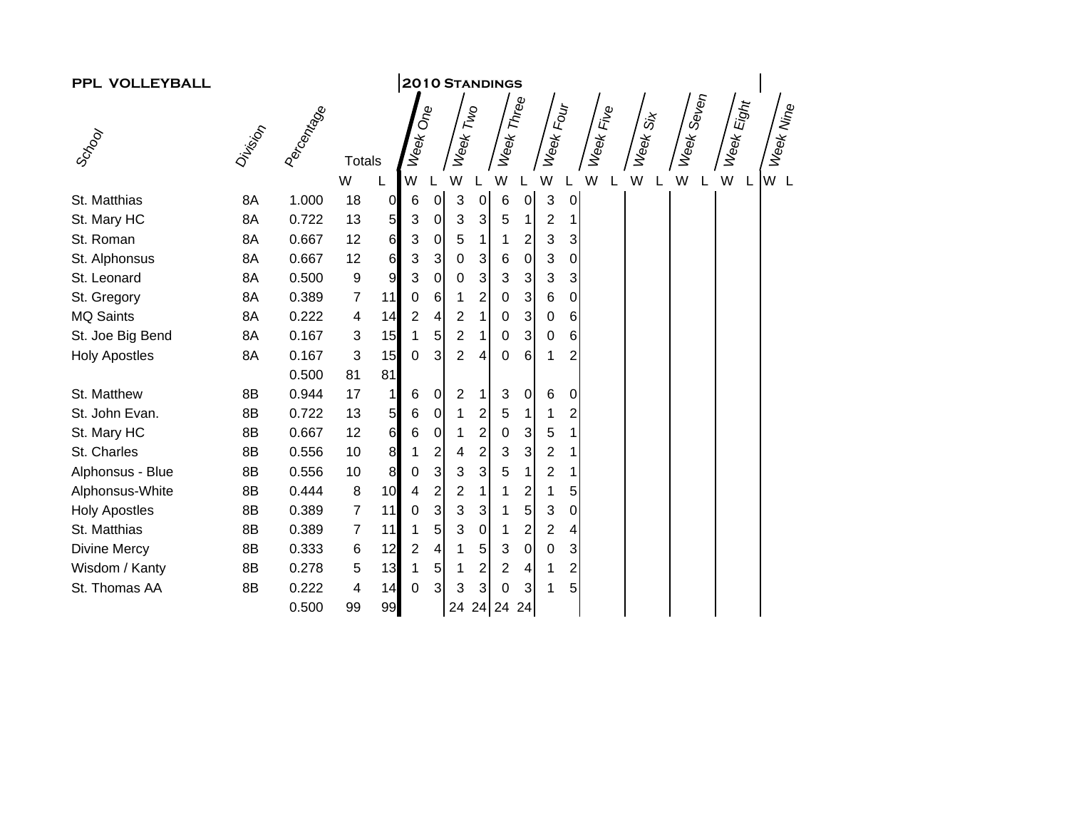**PPL VOLLEYBALL**

**2010 Standings**

| School | Division | Percentage | Totals W | Totals L | Week One W | Week One L | Week Two W | Week Two L | Week Three W | Week Three L | Week Four W | Week Four L | Week Five W | Week Five L | Week Six W | Week Six L | Week Seven W | Week Seven L | Week Eight W | Week Eight L | Week Nine W | Week Nine L |
|---|---|---|---|---|---|---|---|---|---|---|---|---|---|---|---|---|---|---|---|---|---|---|
| St. Matthias | 8A | 1.000 | 18 | 0 | 6 | 0 | 3 | 0 | 6 | 0 | 3 | 0 | | | | | | | | | | |
| St. Mary HC | 8A | 0.722 | 13 | 5 | 3 | 0 | 3 | 3 | 5 | 1 | 2 | 1 | | | | | | | | | | |
| St. Roman | 8A | 0.667 | 12 | 6 | 3 | 0 | 5 | 1 | 1 | 2 | 3 | 3 | | | | | | | | | | |
| St. Alphonsus | 8A | 0.667 | 12 | 6 | 3 | 3 | 0 | 3 | 6 | 0 | 3 | 0 | | | | | | | | | | |
| St. Leonard | 8A | 0.500 | 9 | 9 | 3 | 0 | 0 | 3 | 3 | 3 | 3 | 3 | | | | | | | | | | |
| St. Gregory | 8A | 0.389 | 7 | 11 | 0 | 6 | 1 | 2 | 0 | 3 | 6 | 0 | | | | | | | | | | |
| MQ Saints | 8A | 0.222 | 4 | 14 | 2 | 4 | 2 | 1 | 0 | 3 | 0 | 6 | | | | | | | | | | |
| St. Joe Big Bend | 8A | 0.167 | 3 | 15 | 1 | 5 | 2 | 1 | 0 | 3 | 0 | 6 | | | | | | | | | | |
| Holy Apostles | 8A | 0.167 | 3 | 15 | 0 | 3 | 2 | 4 | 0 | 6 | 1 | 2 | | | | | | | | | | |
| | | 0.500 | 81 | 81 | | | | | | | | | | | | | | | | | | |
| St. Matthew | 8B | 0.944 | 17 | 1 | 6 | 0 | 2 | 1 | 3 | 0 | 6 | 0 | | | | | | | | | | |
| St. John Evan. | 8B | 0.722 | 13 | 5 | 6 | 0 | 1 | 2 | 5 | 1 | 1 | 2 | | | | | | | | | | |
| St. Mary HC | 8B | 0.667 | 12 | 6 | 6 | 0 | 1 | 2 | 0 | 3 | 5 | 1 | | | | | | | | | | |
| St. Charles | 8B | 0.556 | 10 | 8 | 1 | 2 | 4 | 2 | 3 | 3 | 2 | 1 | | | | | | | | | | |
| Alphonsus - Blue | 8B | 0.556 | 10 | 8 | 0 | 3 | 3 | 3 | 5 | 1 | 2 | 1 | | | | | | | | | | |
| Alphonsus-White | 8B | 0.444 | 8 | 10 | 4 | 2 | 2 | 1 | 1 | 2 | 1 | 5 | | | | | | | | | | |
| Holy Apostles | 8B | 0.389 | 7 | 11 | 0 | 3 | 3 | 3 | 1 | 5 | 3 | 0 | | | | | | | | | | |
| St. Matthias | 8B | 0.389 | 7 | 11 | 1 | 5 | 3 | 0 | 1 | 2 | 2 | 4 | | | | | | | | | | |
| Divine Mercy | 8B | 0.333 | 6 | 12 | 2 | 4 | 1 | 5 | 3 | 0 | 0 | 3 | | | | | | | | | | |
| Wisdom / Kanty | 8B | 0.278 | 5 | 13 | 1 | 5 | 1 | 2 | 2 | 4 | 1 | 2 | | | | | | | | | | |
| St. Thomas AA | 8B | 0.222 | 4 | 14 | 0 | 3 | 3 | 3 | 0 | 3 | 1 | 5 | | | | | | | | | | |
| | | 0.500 | 99 | 99 | | | 24 | 24 | 24 | 24 | | | | | | | | | | | | |